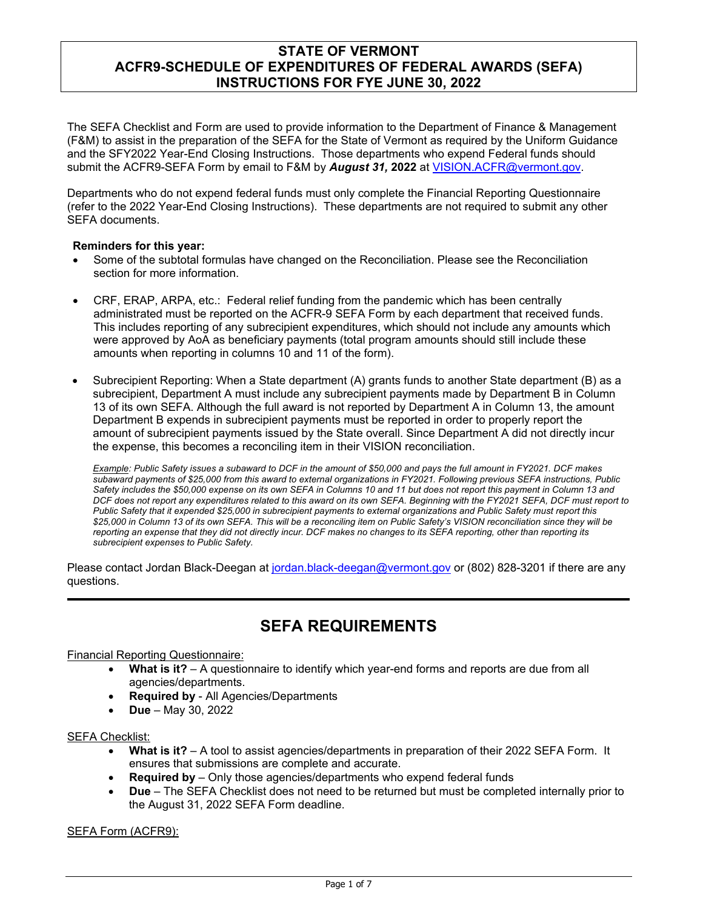# STATE OF VERMONT
# ACFR9-SCHEDULE OF EXPENDITURES OF FEDERAL AWARDS (SEFA)
# INSTRUCTIONS FOR FYE JUNE 30, 2022

The SEFA Checklist and Form are used to provide information to the Department of Finance & Management (F&M) to assist in the preparation of the SEFA for the State of Vermont as required by the Uniform Guidance and the SFY2022 Year-End Closing Instructions. Those departments who expend Federal funds should submit the ACFR9-SEFA Form by email to F&M by ***August 31,* 2022** at VISION.ACFR@vermont.gov.

Departments who do not expend federal funds must only complete the Financial Reporting Questionnaire (refer to the 2022 Year-End Closing Instructions). These departments are not required to submit any other SEFA documents.

**Reminders for this year:**

- Some of the subtotal formulas have changed on the Reconciliation. Please see the Reconciliation section for more information.
- CRF, ERAP, ARPA, etc.: Federal relief funding from the pandemic which has been centrally administrated must be reported on the ACFR-9 SEFA Form by each department that received funds. This includes reporting of any subrecipient expenditures, which should not include any amounts which were approved by AoA as beneficiary payments (total program amounts should still include these amounts when reporting in columns 10 and 11 of the form).
- Subrecipient Reporting: When a State department (A) grants funds to another State department (B) as a subrecipient, Department A must include any subrecipient payments made by Department B in Column 13 of its own SEFA. Although the full award is not reported by Department A in Column 13, the amount Department B expends in subrecipient payments must be reported in order to properly report the amount of subrecipient payments issued by the State overall. Since Department A did not directly incur the expense, this becomes a reconciling item in their VISION reconciliation.

  *Example: Public Safety issues a subaward to DCF in the amount of $50,000 and pays the full amount in FY2021. DCF makes subaward payments of $25,000 from this award to external organizations in FY2021. Following previous SEFA instructions, Public Safety includes the $50,000 expense on its own SEFA in Columns 10 and 11 but does not report this payment in Column 13 and DCF does not report any expenditures related to this award on its own SEFA. Beginning with the FY2021 SEFA, DCF must report to Public Safety that it expended $25,000 in subrecipient payments to external organizations and Public Safety must report this $25,000 in Column 13 of its own SEFA. This will be a reconciling item on Public Safety's VISION reconciliation since they will be reporting an expense that they did not directly incur. DCF makes no changes to its SEFA reporting, other than reporting its subrecipient expenses to Public Safety.*

Please contact Jordan Black-Deegan at jordan.black-deegan@vermont.gov or (802) 828-3201 if there are any questions.

---

## SEFA REQUIREMENTS

Financial Reporting Questionnaire:

- **What is it?** – A questionnaire to identify which year-end forms and reports are due from all agencies/departments.
- **Required by** - All Agencies/Departments
- **Due** – May 30, 2022

SEFA Checklist:

- **What is it?** – A tool to assist agencies/departments in preparation of their 2022 SEFA Form. It ensures that submissions are complete and accurate.
- **Required by** – Only those agencies/departments who expend federal funds
- **Due** – The SEFA Checklist does not need to be returned but must be completed internally prior to the August 31, 2022 SEFA Form deadline.

SEFA Form (ACFR9):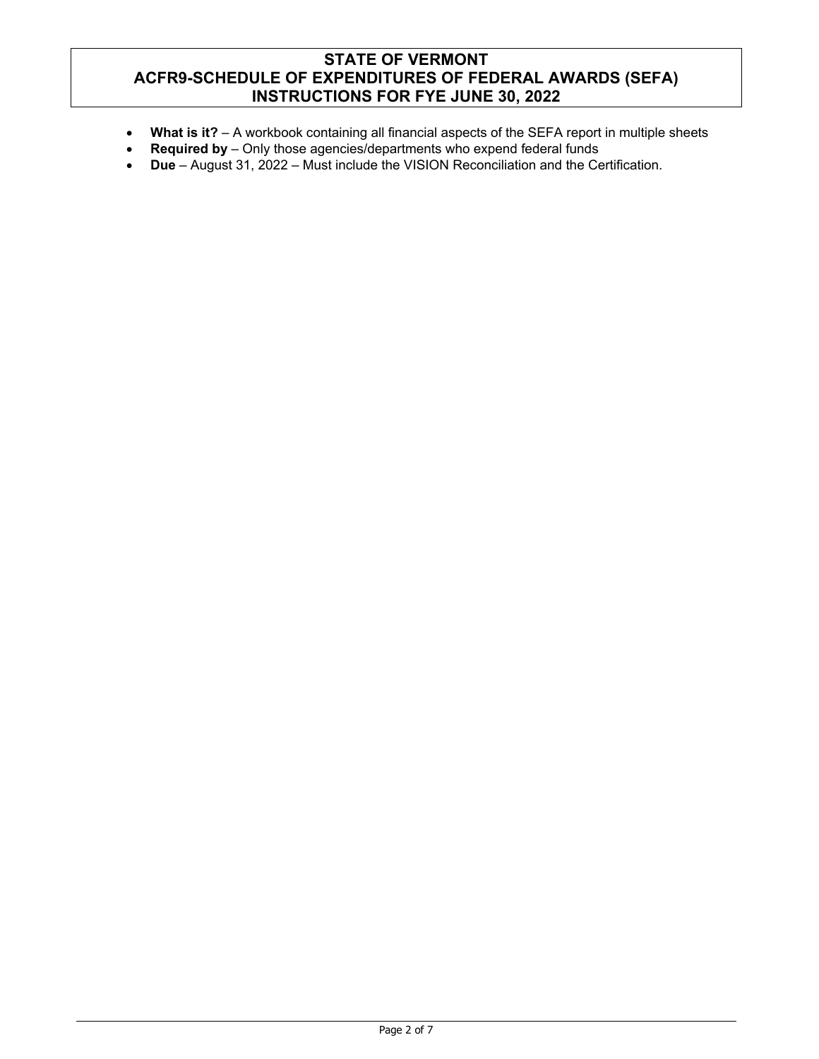# STATE OF VERMONT
# ACFR9-SCHEDULE OF EXPENDITURES OF FEDERAL AWARDS (SEFA)
# INSTRUCTIONS FOR FYE JUNE 30, 2022

- **What is it?** – A workbook containing all financial aspects of the SEFA report in multiple sheets
- **Required by** – Only those agencies/departments who expend federal funds
- **Due** – August 31, 2022 – Must include the VISION Reconciliation and the Certification.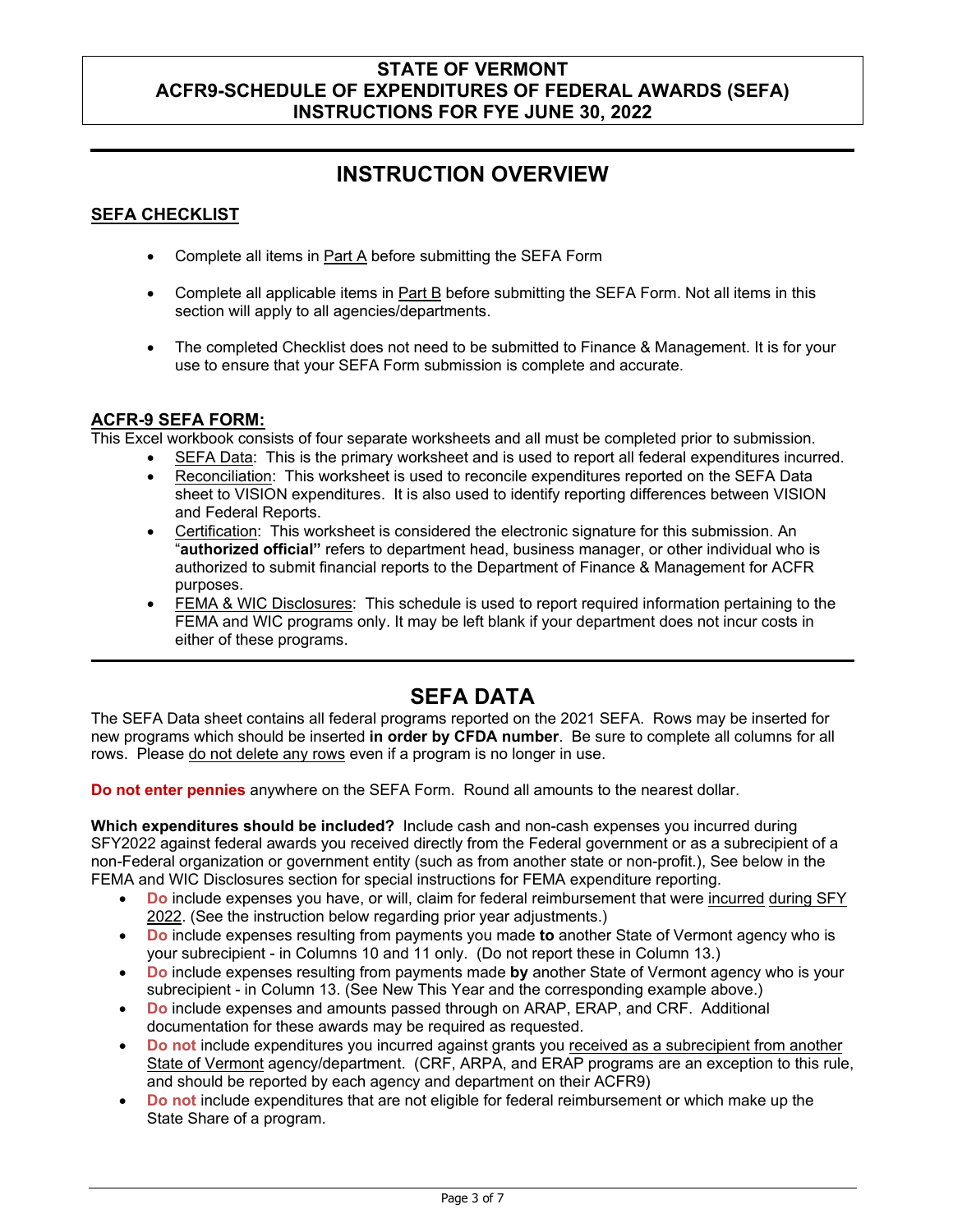**STATE OF VERMONT**
**ACFR9-SCHEDULE OF EXPENDITURES OF FEDERAL AWARDS (SEFA)**
**INSTRUCTIONS FOR FYE JUNE 30, 2022**

# INSTRUCTION OVERVIEW

## SEFA CHECKLIST

- Complete all items in Part A before submitting the SEFA Form
- Complete all applicable items in Part B before submitting the SEFA Form. Not all items in this section will apply to all agencies/departments.
- The completed Checklist does not need to be submitted to Finance & Management. It is for your use to ensure that your SEFA Form submission is complete and accurate.

## ACFR-9 SEFA FORM:

This Excel workbook consists of four separate worksheets and all must be completed prior to submission.

- SEFA Data: This is the primary worksheet and is used to report all federal expenditures incurred.
- Reconciliation: This worksheet is used to reconcile expenditures reported on the SEFA Data sheet to VISION expenditures. It is also used to identify reporting differences between VISION and Federal Reports.
- Certification: This worksheet is considered the electronic signature for this submission. An "**authorized official"** refers to department head, business manager, or other individual who is authorized to submit financial reports to the Department of Finance & Management for ACFR purposes.
- FEMA & WIC Disclosures: This schedule is used to report required information pertaining to the FEMA and WIC programs only. It may be left blank if your department does not incur costs in either of these programs.

# SEFA DATA

The SEFA Data sheet contains all federal programs reported on the 2021 SEFA. Rows may be inserted for new programs which should be inserted **in order by CFDA number**. Be sure to complete all columns for all rows. Please do not delete any rows even if a program is no longer in use.

**Do not enter pennies** anywhere on the SEFA Form. Round all amounts to the nearest dollar.

**Which expenditures should be included?** Include cash and non-cash expenses you incurred during SFY2022 against federal awards you received directly from the Federal government or as a subrecipient of a non-Federal organization or government entity (such as from another state or non-profit.), See below in the FEMA and WIC Disclosures section for special instructions for FEMA expenditure reporting.

- **Do** include expenses you have, or will, claim for federal reimbursement that were incurred during SFY 2022. (See the instruction below regarding prior year adjustments.)
- **Do** include expenses resulting from payments you made **to** another State of Vermont agency who is your subrecipient - in Columns 10 and 11 only. (Do not report these in Column 13.)
- **Do** include expenses resulting from payments made **by** another State of Vermont agency who is your subrecipient - in Column 13. (See New This Year and the corresponding example above.)
- **Do** include expenses and amounts passed through on ARAP, ERAP, and CRF. Additional documentation for these awards may be required as requested.
- **Do not** include expenditures you incurred against grants you received as a subrecipient from another State of Vermont agency/department. (CRF, ARPA, and ERAP programs are an exception to this rule, and should be reported by each agency and department on their ACFR9)
- **Do not** include expenditures that are not eligible for federal reimbursement or which make up the State Share of a program.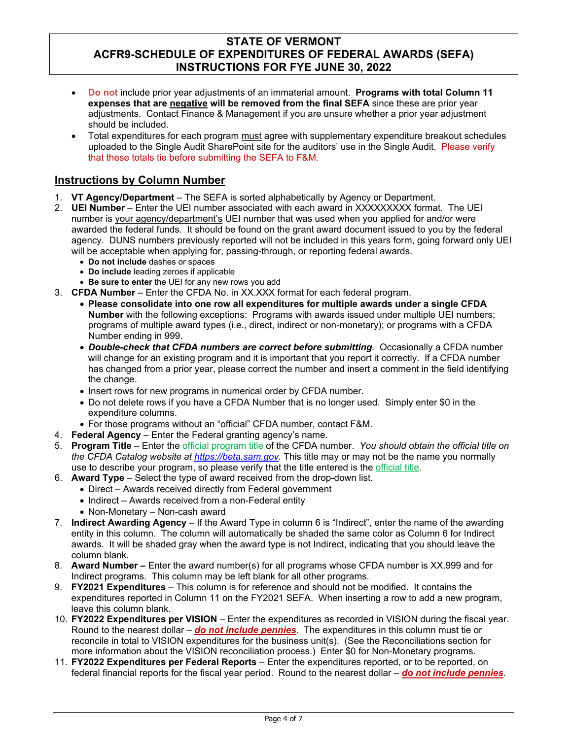# STATE OF VERMONT
# ACFR9-SCHEDULE OF EXPENDITURES OF FEDERAL AWARDS (SEFA)
# INSTRUCTIONS FOR FYE JUNE 30, 2022

- Do not include prior year adjustments of an immaterial amount. **Programs with total Column 11 expenses that are negative will be removed from the final SEFA** since these are prior year adjustments. Contact Finance & Management if you are unsure whether a prior year adjustment should be included.
- Total expenditures for each program must agree with supplementary expenditure breakout schedules uploaded to the Single Audit SharePoint site for the auditors' use in the Single Audit. Please verify that these totals tie before submitting the SEFA to F&M.

## Instructions by Column Number

1. **VT Agency/Department** – The SEFA is sorted alphabetically by Agency or Department.
2. **UEI Number** – Enter the UEI number associated with each award in XXXXXXXXX format. The UEI number is your agency/department's UEI number that was used when you applied for and/or were awarded the federal funds. It should be found on the grant award document issued to you by the federal agency. DUNS numbers previously reported will not be included in this years form, going forward only UEI will be acceptable when applying for, passing-through, or reporting federal awards.
   - **Do not include** dashes or spaces
   - **Do include** leading zeroes if applicable
   - **Be sure to enter** the UEI for any new rows you add
3. **CFDA Number** – Enter the CFDA No. in XX.XXX format for each federal program.
   - **Please consolidate into one row all expenditures for multiple awards under a single CFDA Number** with the following exceptions: Programs with awards issued under multiple UEI numbers; programs of multiple award types (i.e., direct, indirect or non-monetary); or programs with a CFDA Number ending in 999.
   - ***Double-check that CFDA numbers are correct before submitting***. Occasionally a CFDA number will change for an existing program and it is important that you report it correctly. If a CFDA number has changed from a prior year, please correct the number and insert a comment in the field identifying the change.
   - Insert rows for new programs in numerical order by CFDA number.
   - Do not delete rows if you have a CFDA Number that is no longer used. Simply enter $0 in the expenditure columns.
   - For those programs without an "official" CFDA number, contact F&M.
4. **Federal Agency** – Enter the Federal granting agency's name.
5. **Program Title** – Enter the official program title of the CFDA number. *You should obtain the official title on the CFDA Catalog website at https://beta.sam.gov.* This title may or may not be the name you normally use to describe your program, so please verify that the title entered is the official title.
6. **Award Type** – Select the type of award received from the drop-down list.
   - Direct – Awards received directly from Federal government
   - Indirect – Awards received from a non-Federal entity
   - Non-Monetary – Non-cash award
7. **Indirect Awarding Agency** – If the Award Type in column 6 is "Indirect", enter the name of the awarding entity in this column. The column will automatically be shaded the same color as Column 6 for Indirect awards. It will be shaded gray when the award type is not Indirect, indicating that you should leave the column blank.
8. **Award Number –** Enter the award number(s) for all programs whose CFDA number is XX.999 and for Indirect programs. This column may be left blank for all other programs.
9. **FY2021 Expenditures** – This column is for reference and should not be modified. It contains the expenditures reported in Column 11 on the FY2021 SEFA. When inserting a row to add a new program, leave this column blank.
10. **FY2022 Expenditures per VISION** – Enter the expenditures as recorded in VISION during the fiscal year. Round to the nearest dollar – ***do not include pennies***. The expenditures in this column must tie or reconcile in total to VISION expenditures for the business unit(s). (See the Reconciliations section for more information about the VISION reconciliation process.) Enter $0 for Non-Monetary programs.
11. **FY2022 Expenditures per Federal Reports** – Enter the expenditures reported, or to be reported, on federal financial reports for the fiscal year period. Round to the nearest dollar – ***do not include pennies***.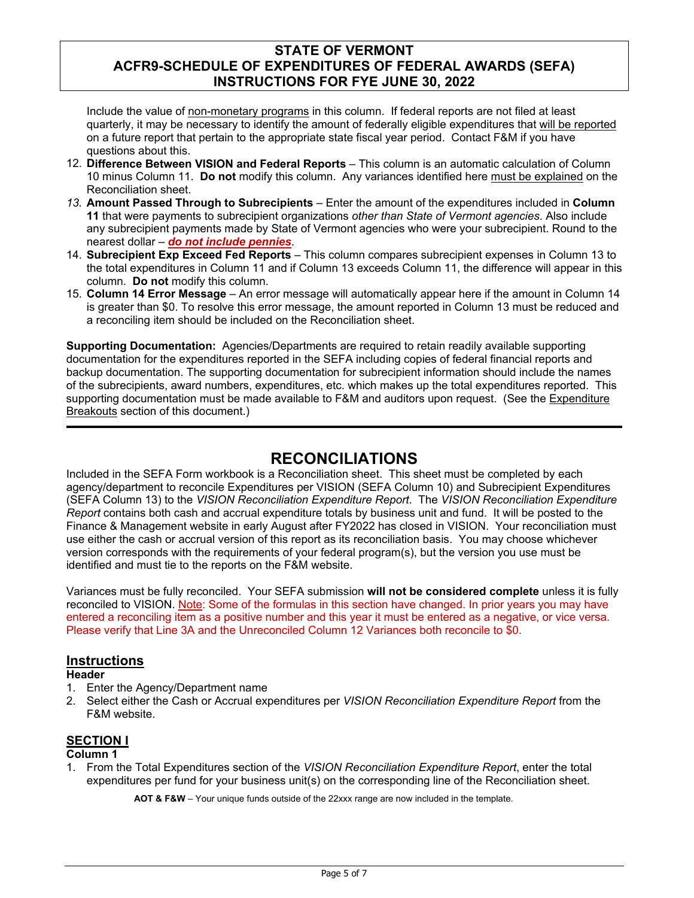Include the value of non-monetary programs in this column. If federal reports are not filed at least quarterly, it may be necessary to identify the amount of federally eligible expenditures that will be reported on a future report that pertain to the appropriate state fiscal year period. Contact F&M if you have questions about this.

12. **Difference Between VISION and Federal Reports** – This column is an automatic calculation of Column 10 minus Column 11. **Do not** modify this column. Any variances identified here must be explained on the Reconciliation sheet.
13. **Amount Passed Through to Subrecipients** – Enter the amount of the expenditures included in **Column 11** that were payments to subrecipient organizations *other than State of Vermont agencies*. Also include any subrecipient payments made by State of Vermont agencies who were your subrecipient. Round to the nearest dollar – ***do not include pennies***.
14. **Subrecipient Exp Exceed Fed Reports** – This column compares subrecipient expenses in Column 13 to the total expenditures in Column 11 and if Column 13 exceeds Column 11, the difference will appear in this column. **Do not** modify this column.
15. **Column 14 Error Message** – An error message will automatically appear here if the amount in Column 14 is greater than $0. To resolve this error message, the amount reported in Column 13 must be reduced and a reconciling item should be included on the Reconciliation sheet.

**Supporting Documentation:** Agencies/Departments are required to retain readily available supporting documentation for the expenditures reported in the SEFA including copies of federal financial reports and backup documentation. The supporting documentation for subrecipient information should include the names of the subrecipients, award numbers, expenditures, etc. which makes up the total expenditures reported. This supporting documentation must be made available to F&M and auditors upon request. (See the Expenditure Breakouts section of this document.)

# RECONCILIATIONS

Included in the SEFA Form workbook is a Reconciliation sheet. This sheet must be completed by each agency/department to reconcile Expenditures per VISION (SEFA Column 10) and Subrecipient Expenditures (SEFA Column 13) to the *VISION Reconciliation Expenditure Report*. The *VISION Reconciliation Expenditure Report* contains both cash and accrual expenditure totals by business unit and fund. It will be posted to the Finance & Management website in early August after FY2022 has closed in VISION. Your reconciliation must use either the cash or accrual version of this report as its reconciliation basis. You may choose whichever version corresponds with the requirements of your federal program(s), but the version you use must be identified and must tie to the reports on the F&M website.

Variances must be fully reconciled. Your SEFA submission **will not be considered complete** unless it is fully reconciled to VISION. Note: Some of the formulas in this section have changed. In prior years you may have entered a reconciling item as a positive number and this year it must be entered as a negative, or vice versa. Please verify that Line 3A and the Unreconciled Column 12 Variances both reconcile to $0.

## Instructions

**Header**

1. Enter the Agency/Department name
2. Select either the Cash or Accrual expenditures per *VISION Reconciliation Expenditure Report* from the F&M website.

## SECTION I

**Column 1**

1. From the Total Expenditures section of the *VISION Reconciliation Expenditure Report*, enter the total expenditures per fund for your business unit(s) on the corresponding line of the Reconciliation sheet.

   **AOT & F&W** – Your unique funds outside of the 22xxx range are now included in the template.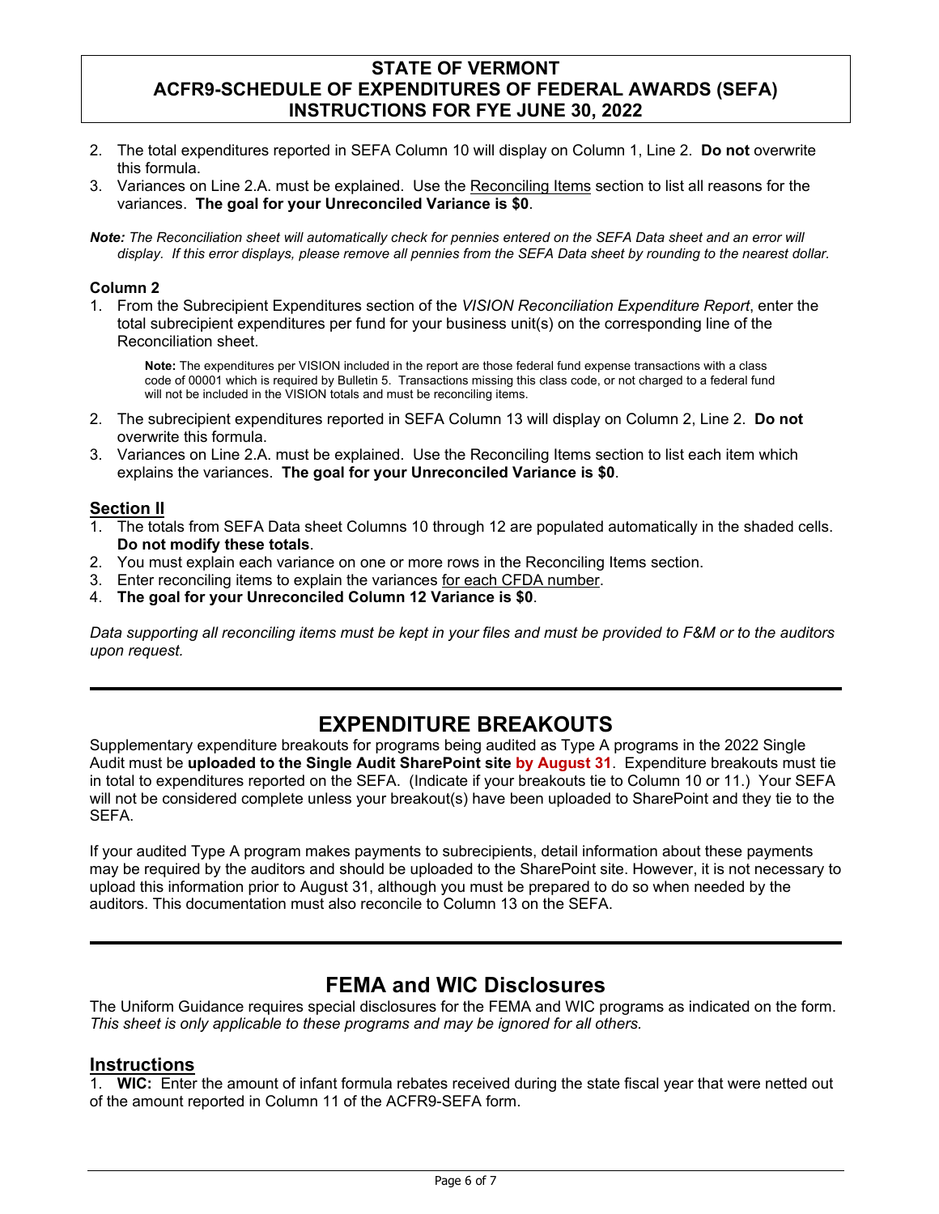2. The total expenditures reported in SEFA Column 10 will display on Column 1, Line 2. **Do not** overwrite this formula.
3. Variances on Line 2.A. must be explained. Use the Reconciling Items section to list all reasons for the variances. **The goal for your Unreconciled Variance is $0**.

***Note:*** *The Reconciliation sheet will automatically check for pennies entered on the SEFA Data sheet and an error will display. If this error displays, please remove all pennies from the SEFA Data sheet by rounding to the nearest dollar.*

#### Column 2

1. From the Subrecipient Expenditures section of the *VISION Reconciliation Expenditure Report*, enter the total subrecipient expenditures per fund for your business unit(s) on the corresponding line of the Reconciliation sheet.

   **Note:** The expenditures per VISION included in the report are those federal fund expense transactions with a class code of 00001 which is required by Bulletin 5. Transactions missing this class code, or not charged to a federal fund will not be included in the VISION totals and must be reconciling items.

2. The subrecipient expenditures reported in SEFA Column 13 will display on Column 2, Line 2. **Do not** overwrite this formula.
3. Variances on Line 2.A. must be explained. Use the Reconciling Items section to list each item which explains the variances. **The goal for your Unreconciled Variance is $0**.

### Section II

1. The totals from SEFA Data sheet Columns 10 through 12 are populated automatically in the shaded cells. **Do not modify these totals**.
2. You must explain each variance on one or more rows in the Reconciling Items section.
3. Enter reconciling items to explain the variances for each CFDA number.
4. **The goal for your Unreconciled Column 12 Variance is $0**.

*Data supporting all reconciling items must be kept in your files and must be provided to F&M or to the auditors upon request.*

## EXPENDITURE BREAKOUTS

Supplementary expenditure breakouts for programs being audited as Type A programs in the 2022 Single Audit must be **uploaded to the Single Audit SharePoint site by August 31**. Expenditure breakouts must tie in total to expenditures reported on the SEFA. (Indicate if your breakouts tie to Column 10 or 11.) Your SEFA will not be considered complete unless your breakout(s) have been uploaded to SharePoint and they tie to the SEFA.

If your audited Type A program makes payments to subrecipients, detail information about these payments may be required by the auditors and should be uploaded to the SharePoint site. However, it is not necessary to upload this information prior to August 31, although you must be prepared to do so when needed by the auditors. This documentation must also reconcile to Column 13 on the SEFA.

## FEMA and WIC Disclosures

The Uniform Guidance requires special disclosures for the FEMA and WIC programs as indicated on the form. *This sheet is only applicable to these programs and may be ignored for all others.*

### Instructions

1. **WIC:** Enter the amount of infant formula rebates received during the state fiscal year that were netted out of the amount reported in Column 11 of the ACFR9-SEFA form.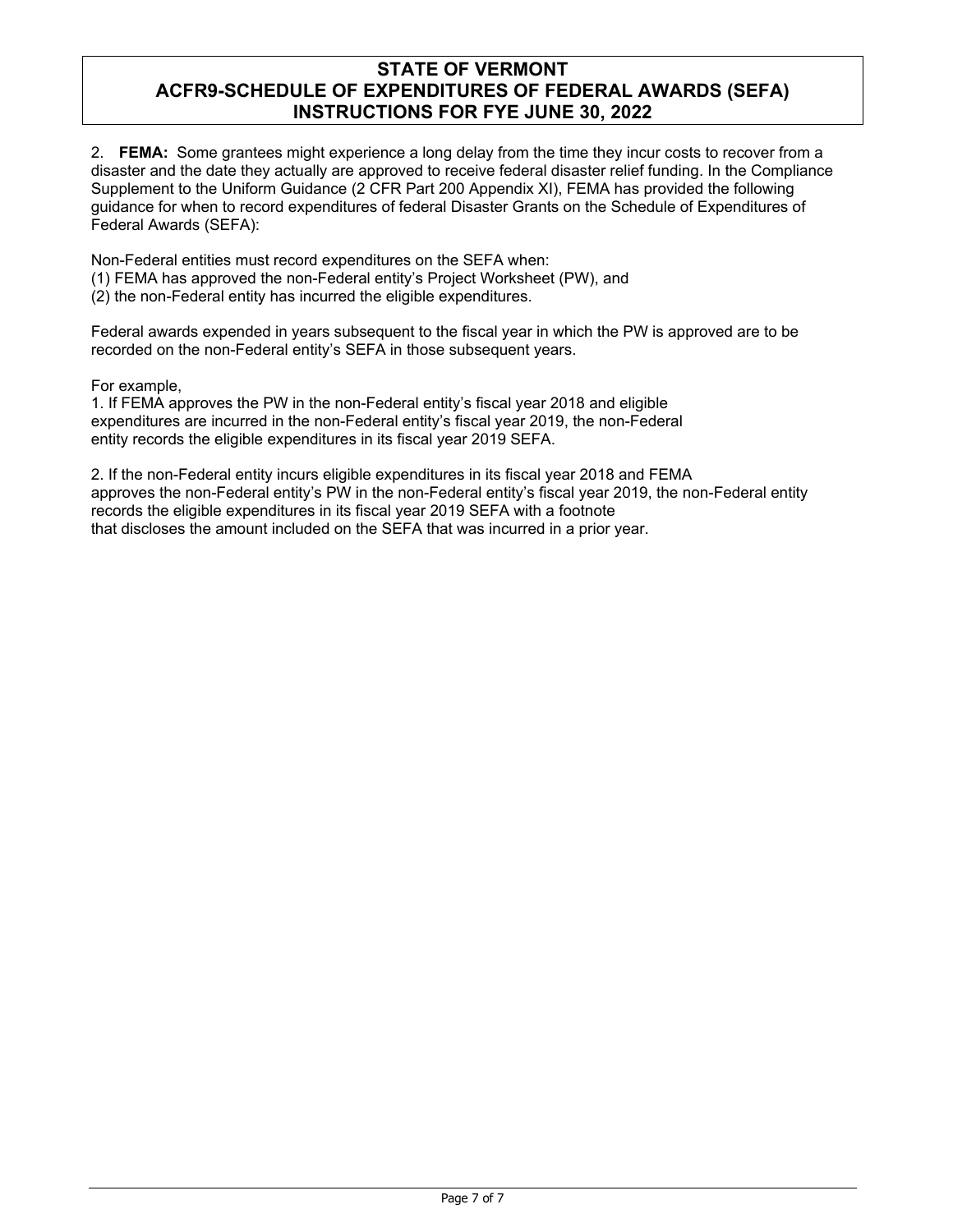**STATE OF VERMONT**
**ACFR9-SCHEDULE OF EXPENDITURES OF FEDERAL AWARDS (SEFA)**
**INSTRUCTIONS FOR FYE JUNE 30, 2022**

2. **FEMA:** Some grantees might experience a long delay from the time they incur costs to recover from a disaster and the date they actually are approved to receive federal disaster relief funding. In the Compliance Supplement to the Uniform Guidance (2 CFR Part 200 Appendix XI), FEMA has provided the following guidance for when to record expenditures of federal Disaster Grants on the Schedule of Expenditures of Federal Awards (SEFA):

Non-Federal entities must record expenditures on the SEFA when:
(1) FEMA has approved the non-Federal entity's Project Worksheet (PW), and
(2) the non-Federal entity has incurred the eligible expenditures.

Federal awards expended in years subsequent to the fiscal year in which the PW is approved are to be recorded on the non-Federal entity's SEFA in those subsequent years.

For example,
1. If FEMA approves the PW in the non-Federal entity's fiscal year 2018 and eligible expenditures are incurred in the non-Federal entity's fiscal year 2019, the non-Federal entity records the eligible expenditures in its fiscal year 2019 SEFA.

2. If the non-Federal entity incurs eligible expenditures in its fiscal year 2018 and FEMA approves the non-Federal entity's PW in the non-Federal entity's fiscal year 2019, the non-Federal entity records the eligible expenditures in its fiscal year 2019 SEFA with a footnote that discloses the amount included on the SEFA that was incurred in a prior year.